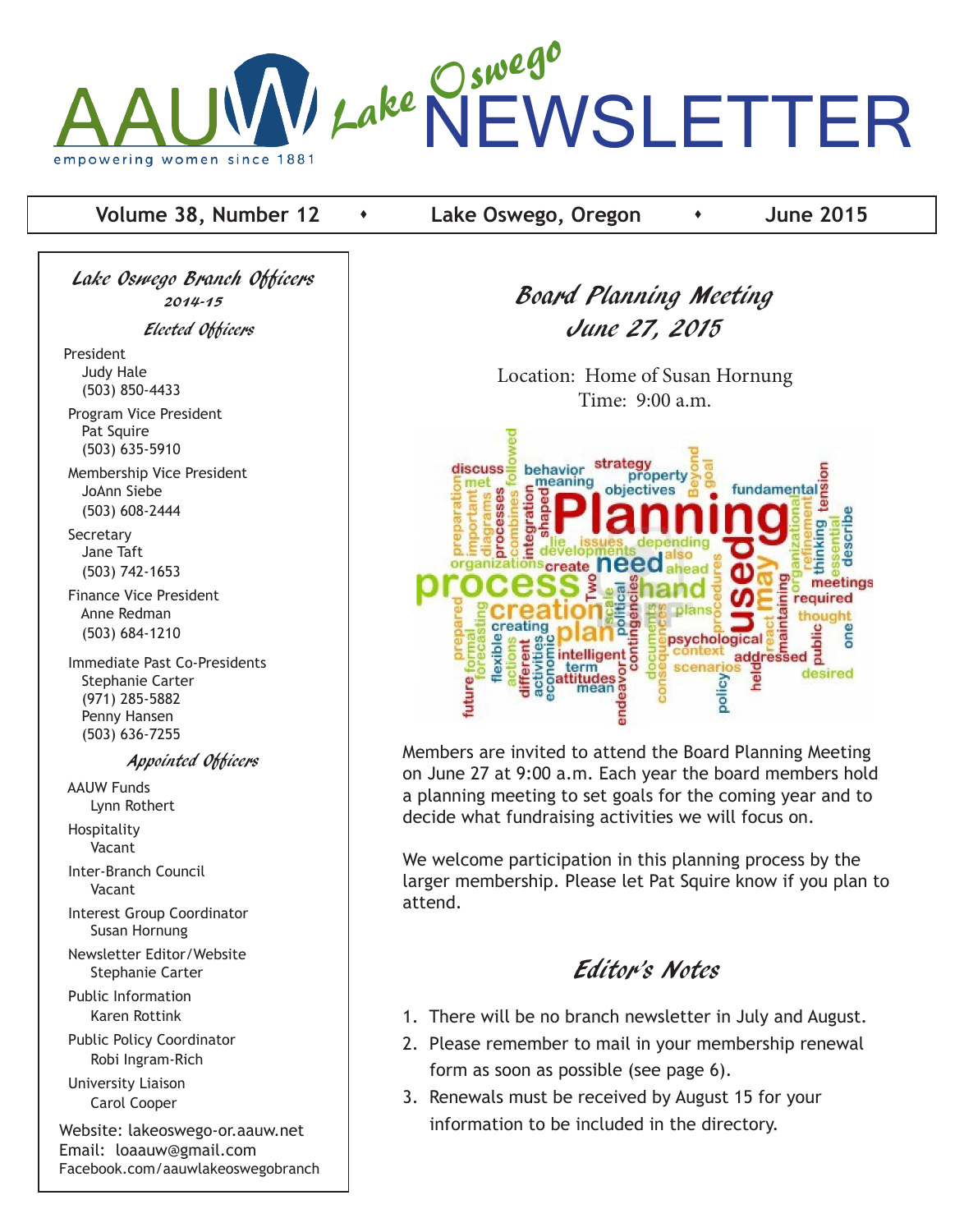# AAUW Lake Oswego NEWSLETTER

empowering women since 1881

**Volume 38, Number 12 • Lake Oswego, Oregon • June 2015**

## Board Planning Meeting
## June 27, 2015

Location: Home of Susan Hornung
Time: 9:00 a.m.

Members are invited to attend the Board Planning Meeting on June 27 at 9:00 a.m. Each year the board members hold a planning meeting to set goals for the coming year and to decide what fundraising activities we will focus on.

We welcome participation in this planning process by the larger membership. Please let Pat Squire know if you plan to attend.

## Editor's Notes

1. There will be no branch newsletter in July and August.
2. Please remember to mail in your membership renewal form as soon as possible (see page 6).
3. Renewals must be received by August 15 for your information to be included in the directory.

---

### Lake Oswego Branch Officers 2014-15

#### Elected Officers

President
Judy Hale
(503) 850-4433

Program Vice President
Pat Squire
(503) 635-5910

Membership Vice President
JoAnn Siebe
(503) 608-2444

Secretary
Jane Taft
(503) 742-1653

Finance Vice President
Anne Redman
(503) 684-1210

Immediate Past Co-Presidents
Stephanie Carter
(971) 285-5882
Penny Hansen
(503) 636-7255

#### Appointed Officers

AAUW Funds
Lynn Rothert

Hospitality
Vacant

Inter-Branch Council
Vacant

Interest Group Coordinator
Susan Hornung

Newsletter Editor/Website
Stephanie Carter

Public Information
Karen Rottink

Public Policy Coordinator
Robi Ingram-Rich

University Liaison
Carol Cooper

Website: lakeoswego-or.aauw.net
Email: loaauw@gmail.com
Facebook.com/aauwlakeoswegobranch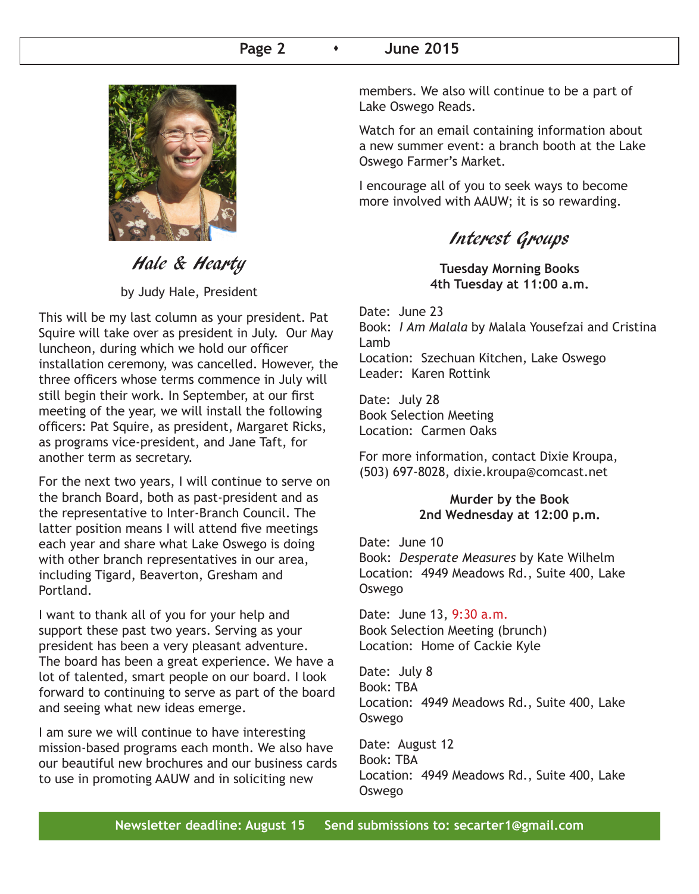## Hale & Hearty

by Judy Hale, President

This will be my last column as your president. Pat Squire will take over as president in July. Our May luncheon, during which we hold our officer installation ceremony, was cancelled. However, the three officers whose terms commence in July will still begin their work. In September, at our first meeting of the year, we will install the following officers: Pat Squire, as president, Margaret Ricks, as programs vice-president, and Jane Taft, for another term as secretary.

For the next two years, I will continue to serve on the branch Board, both as past-president and as the representative to Inter-Branch Council. The latter position means I will attend five meetings each year and share what Lake Oswego is doing with other branch representatives in our area, including Tigard, Beaverton, Gresham and Portland.

I want to thank all of you for your help and support these past two years. Serving as your president has been a very pleasant adventure. The board has been a great experience. We have a lot of talented, smart people on our board. I look forward to continuing to serve as part of the board and seeing what new ideas emerge.

I am sure we will continue to have interesting mission-based programs each month. We also have our beautiful new brochures and our business cards to use in promoting AAUW and in soliciting new members. We also will continue to be a part of Lake Oswego Reads.

Watch for an email containing information about a new summer event: a branch booth at the Lake Oswego Farmer's Market.

I encourage all of you to seek ways to become more involved with AAUW; it is so rewarding.

## Interest Groups

**Tuesday Morning Books**
**4th Tuesday at 11:00 a.m.**

Date: June 23
Book: *I Am Malala* by Malala Yousefzai and Cristina Lamb
Location: Szechuan Kitchen, Lake Oswego
Leader: Karen Rottink

Date: July 28
Book Selection Meeting
Location: Carmen Oaks

For more information, contact Dixie Kroupa, (503) 697-8028, dixie.kroupa@comcast.net

**Murder by the Book**
**2nd Wednesday at 12:00 p.m.**

Date: June 10
Book: *Desperate Measures* by Kate Wilhelm
Location: 4949 Meadows Rd., Suite 400, Lake Oswego

Date: June 13, 9:30 a.m.
Book Selection Meeting (brunch)
Location: Home of Cackie Kyle

Date: July 8
Book: TBA
Location: 4949 Meadows Rd., Suite 400, Lake Oswego

Date: August 12
Book: TBA
Location: 4949 Meadows Rd., Suite 400, Lake Oswego

**Newsletter deadline: August 15    Send submissions to: secarter1@gmail.com**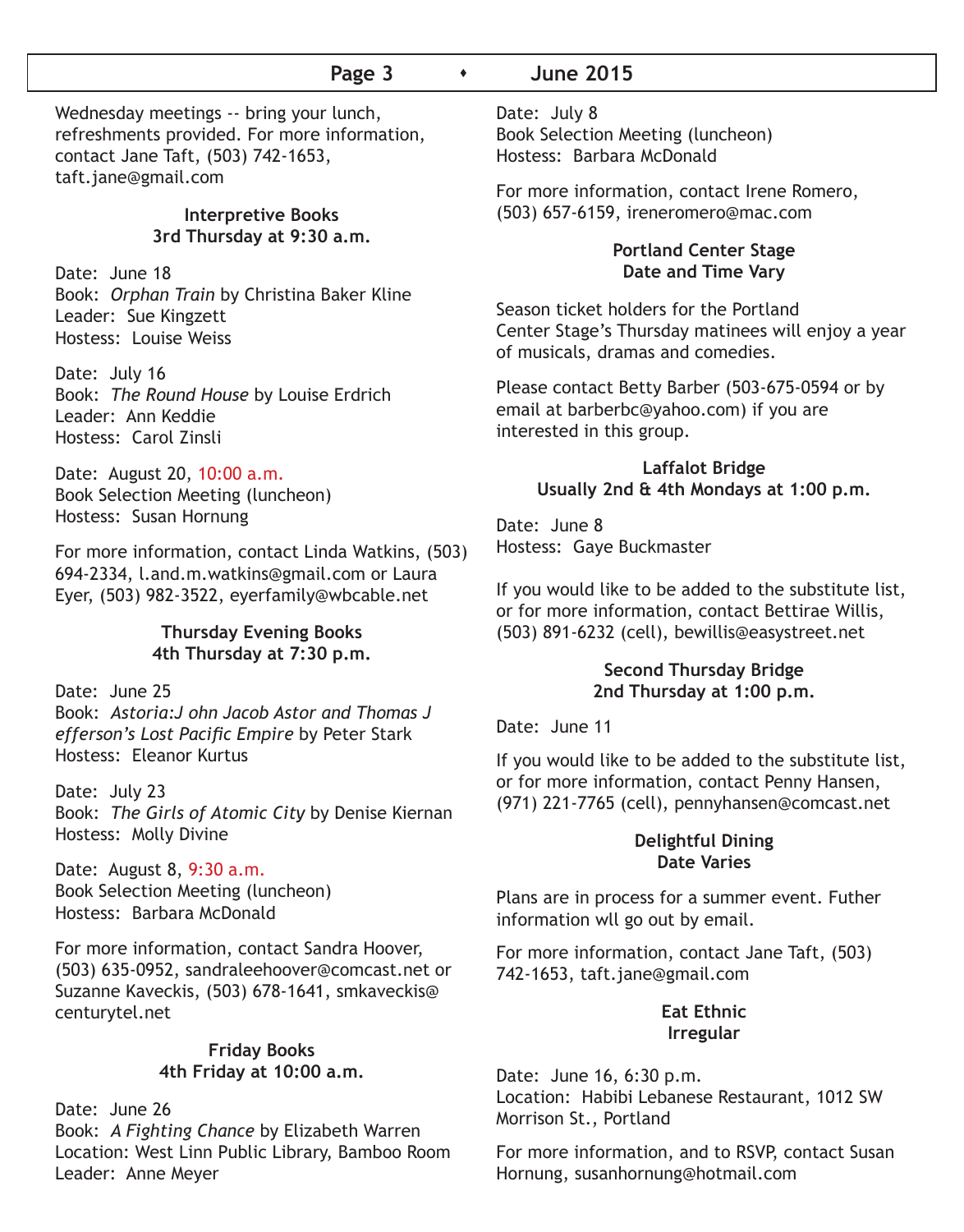Wednesday meetings -- bring your lunch, refreshments provided. For more information, contact Jane Taft, (503) 742-1653, taft.jane@gmail.com

**Interpretive Books**
**3rd Thursday at 9:30 a.m.**

Date: June 18
Book: *Orphan Train* by Christina Baker Kline
Leader: Sue Kingzett
Hostess: Louise Weiss

Date: July 16
Book: *The Round House* by Louise Erdrich
Leader: Ann Keddie
Hostess: Carol Zinsli

Date: August 20, 10:00 a.m.
Book Selection Meeting (luncheon)
Hostess: Susan Hornung

For more information, contact Linda Watkins, (503) 694-2334, l.and.m.watkins@gmail.com or Laura Eyer, (503) 982-3522, eyerfamily@wbcable.net

**Thursday Evening Books**
**4th Thursday at 7:30 p.m.**

Date: June 25
Book: *Astoria:J ohn Jacob Astor and Thomas J efferson's Lost Pacific Empire* by Peter Stark
Hostess: Eleanor Kurtus

Date: July 23
Book: *The Girls of Atomic City* by Denise Kiernan
Hostess: Molly Divine

Date: August 8, 9:30 a.m.
Book Selection Meeting (luncheon)
Hostess: Barbara McDonald

For more information, contact Sandra Hoover, (503) 635-0952, sandraleehoover@comcast.net or Suzanne Kaveckis, (503) 678-1641, smkaveckis@centurytel.net

**Friday Books**
**4th Friday at 10:00 a.m.**

Date: June 26
Book: *A Fighting Chance* by Elizabeth Warren
Location: West Linn Public Library, Bamboo Room
Leader: Anne Meyer

Date: July 8
Book Selection Meeting (luncheon)
Hostess: Barbara McDonald

For more information, contact Irene Romero, (503) 657-6159, ireneromero@mac.com

**Portland Center Stage**
**Date and Time Vary**

Season ticket holders for the Portland Center Stage's Thursday matinees will enjoy a year of musicals, dramas and comedies.

Please contact Betty Barber (503-675-0594 or by email at barberbc@yahoo.com) if you are interested in this group.

**Laffalot Bridge**
**Usually 2nd & 4th Mondays at 1:00 p.m.**

Date: June 8
Hostess: Gaye Buckmaster

If you would like to be added to the substitute list, or for more information, contact Bettirae Willis, (503) 891-6232 (cell), bewillis@easystreet.net

**Second Thursday Bridge**
**2nd Thursday at 1:00 p.m.**

Date: June 11

If you would like to be added to the substitute list, or for more information, contact Penny Hansen, (971) 221-7765 (cell), pennyhansen@comcast.net

**Delightful Dining**
**Date Varies**

Plans are in process for a summer event. Futher information wll go out by email.

For more information, contact Jane Taft, (503) 742-1653, taft.jane@gmail.com

**Eat Ethnic**
**Irregular**

Date: June 16, 6:30 p.m.
Location: Habibi Lebanese Restaurant, 1012 SW Morrison St., Portland

For more information, and to RSVP, contact Susan Hornung, susanhornung@hotmail.com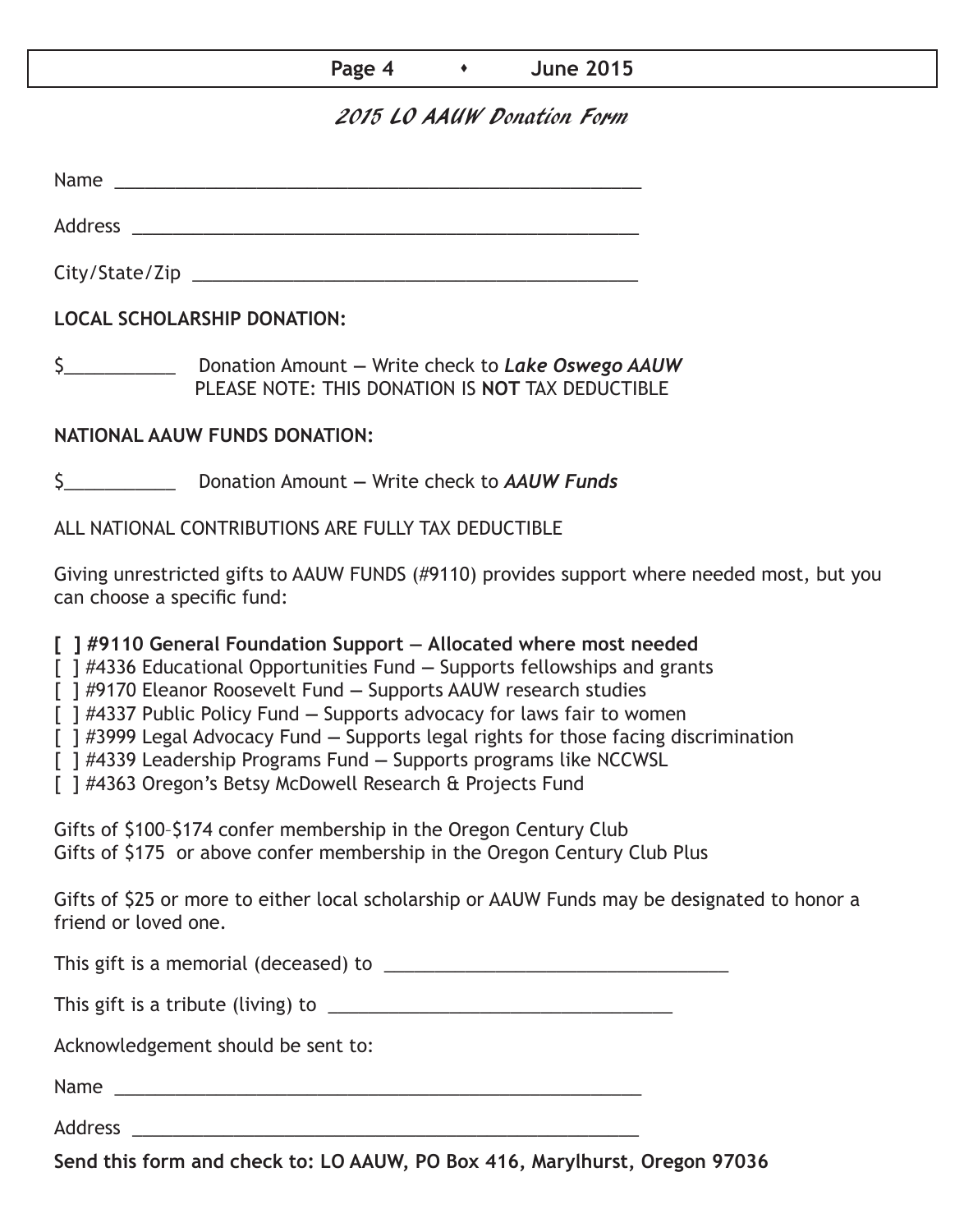## 2015 LO AAUW Donation Form

Name ______________________________________________________

Address ____________________________________________________

City/State/Zip _______________________________________________

**LOCAL SCHOLARSHIP DONATION:**

$___________ Donation Amount — Write check to ***Lake Oswego AAUW***
PLEASE NOTE: THIS DONATION IS **NOT** TAX DEDUCTIBLE

**NATIONAL AAUW FUNDS DONATION:**

$___________ Donation Amount — Write check to ***AAUW Funds***

ALL NATIONAL CONTRIBUTIONS ARE FULLY TAX DEDUCTIBLE

Giving unrestricted gifts to AAUW FUNDS (#9110) provides support where needed most, but you can choose a specific fund:

**[ ] #9110 General Foundation Support — Allocated where most needed**
[ ] #4336 Educational Opportunities Fund — Supports fellowships and grants
[ ] #9170 Eleanor Roosevelt Fund — Supports AAUW research studies
[ ] #4337 Public Policy Fund — Supports advocacy for laws fair to women
[ ] #3999 Legal Advocacy Fund — Supports legal rights for those facing discrimination
[ ] #4339 Leadership Programs Fund — Supports programs like NCCWSL
[ ] #4363 Oregon's Betsy McDowell Research & Projects Fund

Gifts of $100–$174 confer membership in the Oregon Century Club
Gifts of $175 or above confer membership in the Oregon Century Club Plus

Gifts of $25 or more to either local scholarship or AAUW Funds may be designated to honor a friend or loved one.

This gift is a memorial (deceased) to ___________________________________

This gift is a tribute (living) to ___________________________________

Acknowledgement should be sent to:

Name ______________________________________________________

Address ____________________________________________________

**Send this form and check to: LO AAUW, PO Box 416, Marylhurst, Oregon 97036**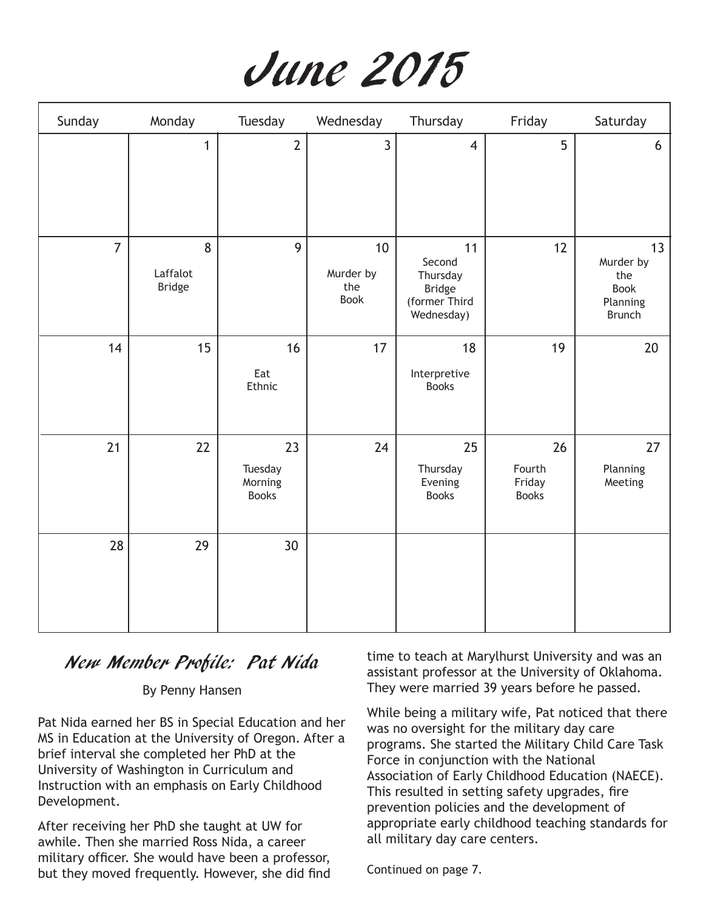# June 2015

| Sunday | Monday | Tuesday | Wednesday | Thursday | Friday | Saturday |
|---|---|---|---|---|---|---|
| | 1 | 2 | 3 | 4 | 5 | 6 |
| 7 | 8 Laffalot Bridge | 9 | 10 Murder by the Book | 11 Second Thursday Bridge (former Third Wednesday) | 12 | 13 Murder by the Book Planning Brunch |
| 14 | 15 | 16 Eat Ethnic | 17 | 18 Interpretive Books | 19 | 20 |
| 21 | 22 | 23 Tuesday Morning Books | 24 | 25 Thursday Evening Books | 26 Fourth Friday Books | 27 Planning Meeting |
| 28 | 29 | 30 | | | | |

## *New Member Profile: Pat Nida*

By Penny Hansen

Pat Nida earned her BS in Special Education and her MS in Education at the University of Oregon. After a brief interval she completed her PhD at the University of Washington in Curriculum and Instruction with an emphasis on Early Childhood Development.

After receiving her PhD she taught at UW for awhile. Then she married Ross Nida, a career military officer. She would have been a professor, but they moved frequently. However, she did find time to teach at Marylhurst University and was an assistant professor at the University of Oklahoma. They were married 39 years before he passed.

While being a military wife, Pat noticed that there was no oversight for the military day care programs. She started the Military Child Care Task Force in conjunction with the National Association of Early Childhood Education (NAECE). This resulted in setting safety upgrades, fire prevention policies and the development of appropriate early childhood teaching standards for all military day care centers.

Continued on page 7.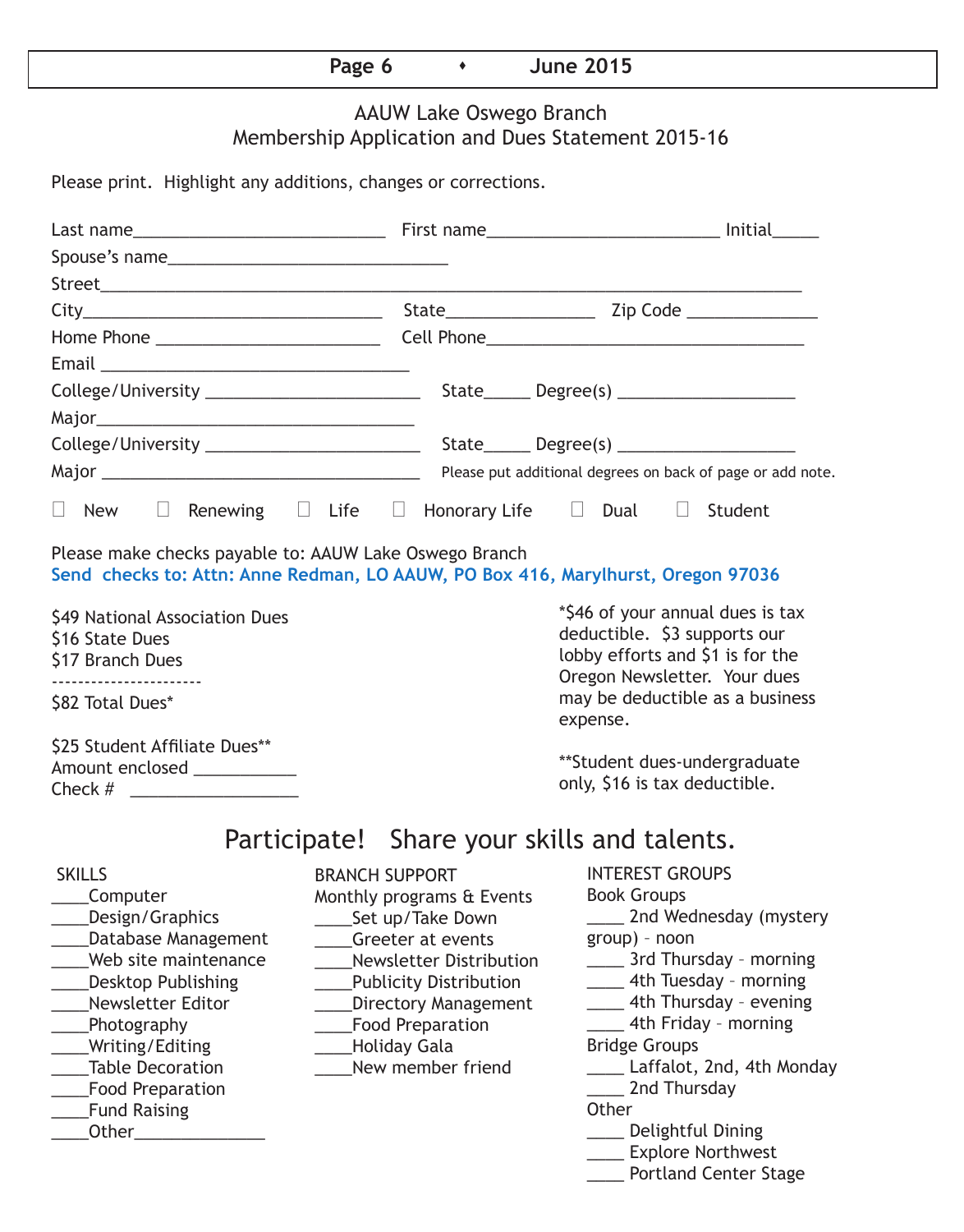## AAUW Lake Oswego Branch
## Membership Application and Dues Statement 2015-16

Please print. Highlight any additions, changes or corrections.

Last name___________________________ First name_________________________ Initial_____

Spouse's name______________________________

Street___________________________________________________________________________

City________________________________ State________________ Zip Code ______________

Home Phone ________________________ Cell Phone__________________________________

Email _________________________________

College/University _______________________ State_____ Degree(s) ___________________

Major__________________________________

College/University _______________________ State_____ Degree(s) ___________________

Major ___________________________________ Please put additional degrees on back of page or add note.

☐ New ☐ Renewing ☐ Life ☐ Honorary Life ☐ Dual ☐ Student

Please make checks payable to: AAUW Lake Oswego Branch

**Send checks to: Attn: Anne Redman, LO AAUW, PO Box 416, Marylhurst, Oregon 97036**

$49 National Association Dues
$16 State Dues
$17 Branch Dues
----------------------
$82 Total Dues*

$25 Student Affiliate Dues**
Amount enclosed ___________
Check # __________________

*$46 of your annual dues is tax deductible. $3 supports our lobby efforts and $1 is for the Oregon Newsletter. Your dues may be deductible as a business expense.

**Student dues-undergraduate only, $16 is tax deductible.

## Participate! Share your skills and talents.

**SKILLS**

____Computer
____Design/Graphics
____Database Management
____Web site maintenance
____Desktop Publishing
____Newsletter Editor
____Photography
____Writing/Editing
____Table Decoration
____Food Preparation
____Fund Raising
____Other______________

**BRANCH SUPPORT**

Monthly programs & Events
____Set up/Take Down
____Greeter at events
____Newsletter Distribution
____Publicity Distribution
____Directory Management
____Food Preparation
____Holiday Gala
____New member friend

**INTEREST GROUPS**

Book Groups
____ 2nd Wednesday (mystery group) – noon
____ 3rd Thursday – morning
____ 4th Tuesday – morning
____ 4th Thursday – evening
____ 4th Friday – morning

Bridge Groups
____ Laffalot, 2nd, 4th Monday
____ 2nd Thursday

Other
____ Delightful Dining
____ Explore Northwest
____ Portland Center Stage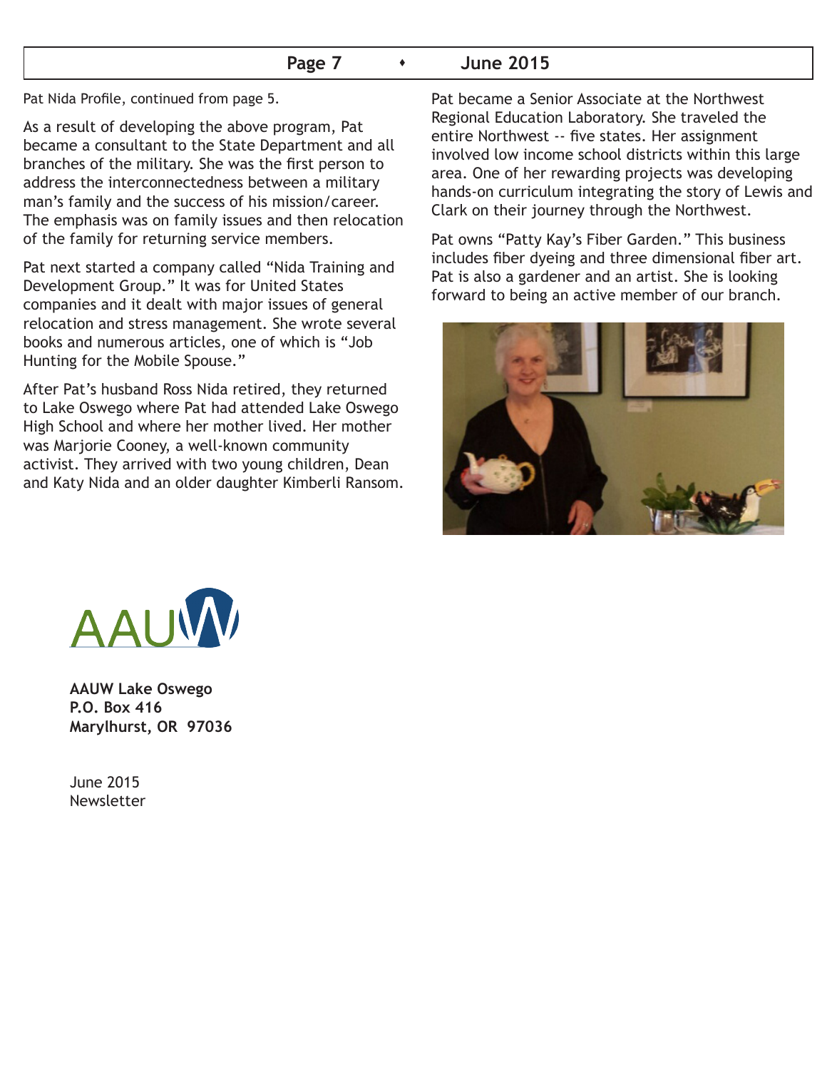Pat Nida Profile, continued from page 5.

As a result of developing the above program, Pat became a consultant to the State Department and all branches of the military. She was the first person to address the interconnectedness between a military man's family and the success of his mission/career. The emphasis was on family issues and then relocation of the family for returning service members.

Pat next started a company called "Nida Training and Development Group." It was for United States companies and it dealt with major issues of general relocation and stress management. She wrote several books and numerous articles, one of which is "Job Hunting for the Mobile Spouse."

After Pat's husband Ross Nida retired, they returned to Lake Oswego where Pat had attended Lake Oswego High School and where her mother lived. Her mother was Marjorie Cooney, a well-known community activist. They arrived with two young children, Dean and Katy Nida and an older daughter Kimberli Ransom.

Pat became a Senior Associate at the Northwest Regional Education Laboratory. She traveled the entire Northwest -- five states. Her assignment involved low income school districts within this large area. One of her rewarding projects was developing hands-on curriculum integrating the story of Lewis and Clark on their journey through the Northwest.

Pat owns "Patty Kay's Fiber Garden." This business includes fiber dyeing and three dimensional fiber art. Pat is also a gardener and an artist. She is looking forward to being an active member of our branch.

AAUW

**AAUW Lake Oswego**
**P.O. Box 416**
**Marylhurst, OR 97036**

June 2015
Newsletter